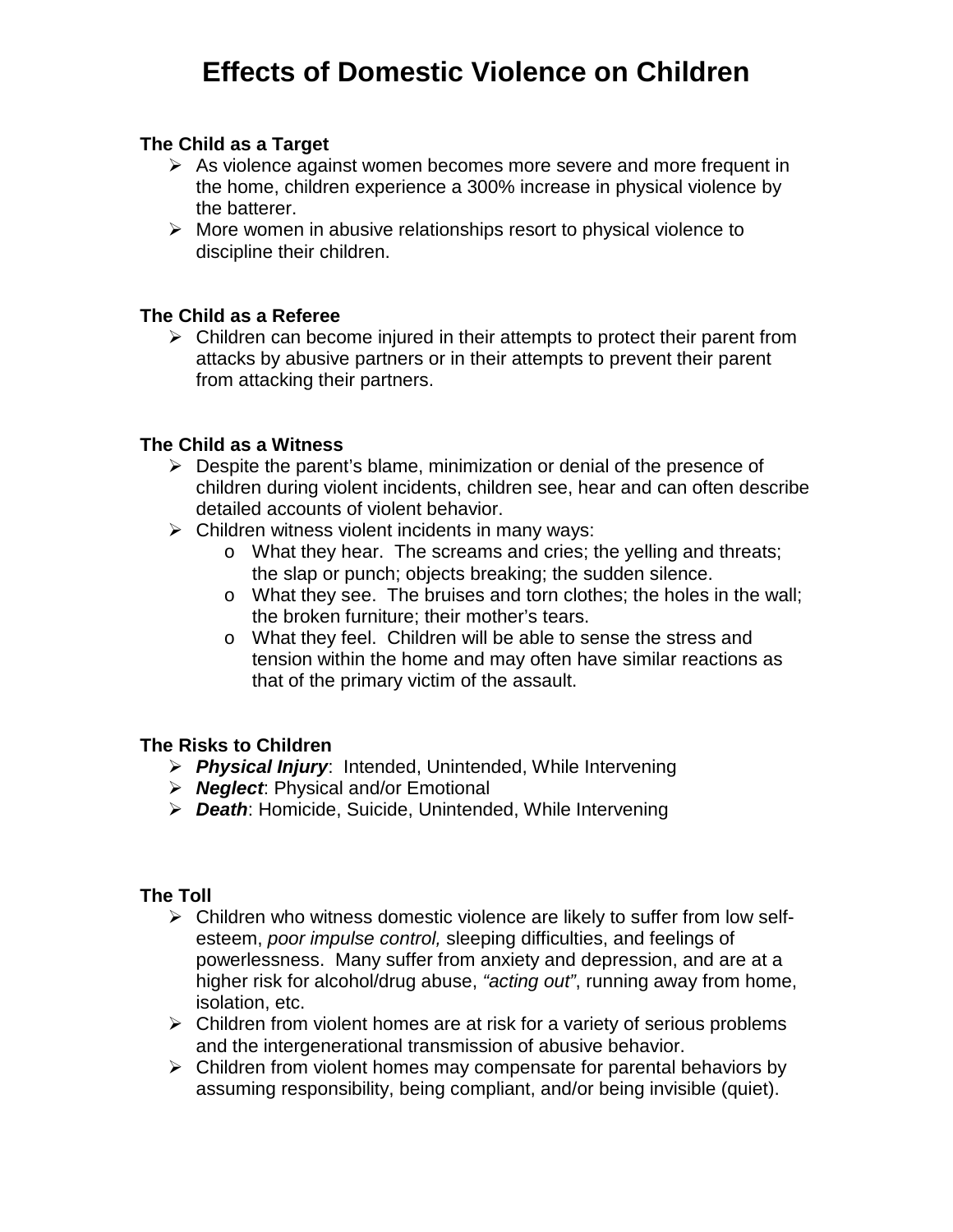# Effects of Domestic Violence on Children

### The Child as a Target

- As violence against women becomes more severe and more frequent in the home, children experience a 300% increase in physical violence by the batterer.
- More women in abusive relationships resort to physical violence to discipline their children.

### The Child as a Referee

- Children can become injured in their attempts to protect their parent from attacks by abusive partners or in their attempts to prevent their parent from attacking their partners.

### The Child as a Witness

- Despite the parent's blame, minimization or denial of the presence of children during violent incidents, children see, hear and can often describe detailed accounts of violent behavior.
- Children witness violent incidents in many ways:
  - What they hear. The screams and cries; the yelling and threats; the slap or punch; objects breaking; the sudden silence.
  - What they see. The bruises and torn clothes; the holes in the wall; the broken furniture; their mother's tears.
  - What they feel. Children will be able to sense the stress and tension within the home and may often have similar reactions as that of the primary victim of the assault.

### The Risks to Children

- ***Physical Injury***: Intended, Unintended, While Intervening
- ***Neglect***: Physical and/or Emotional
- ***Death***: Homicide, Suicide, Unintended, While Intervening

### The Toll

- Children who witness domestic violence are likely to suffer from low self-esteem, *poor impulse control,* sleeping difficulties, and feelings of powerlessness. Many suffer from anxiety and depression, and are at a higher risk for alcohol/drug abuse, *"acting out"*, running away from home, isolation, etc.
- Children from violent homes are at risk for a variety of serious problems and the intergenerational transmission of abusive behavior.
- Children from violent homes may compensate for parental behaviors by assuming responsibility, being compliant, and/or being invisible (quiet).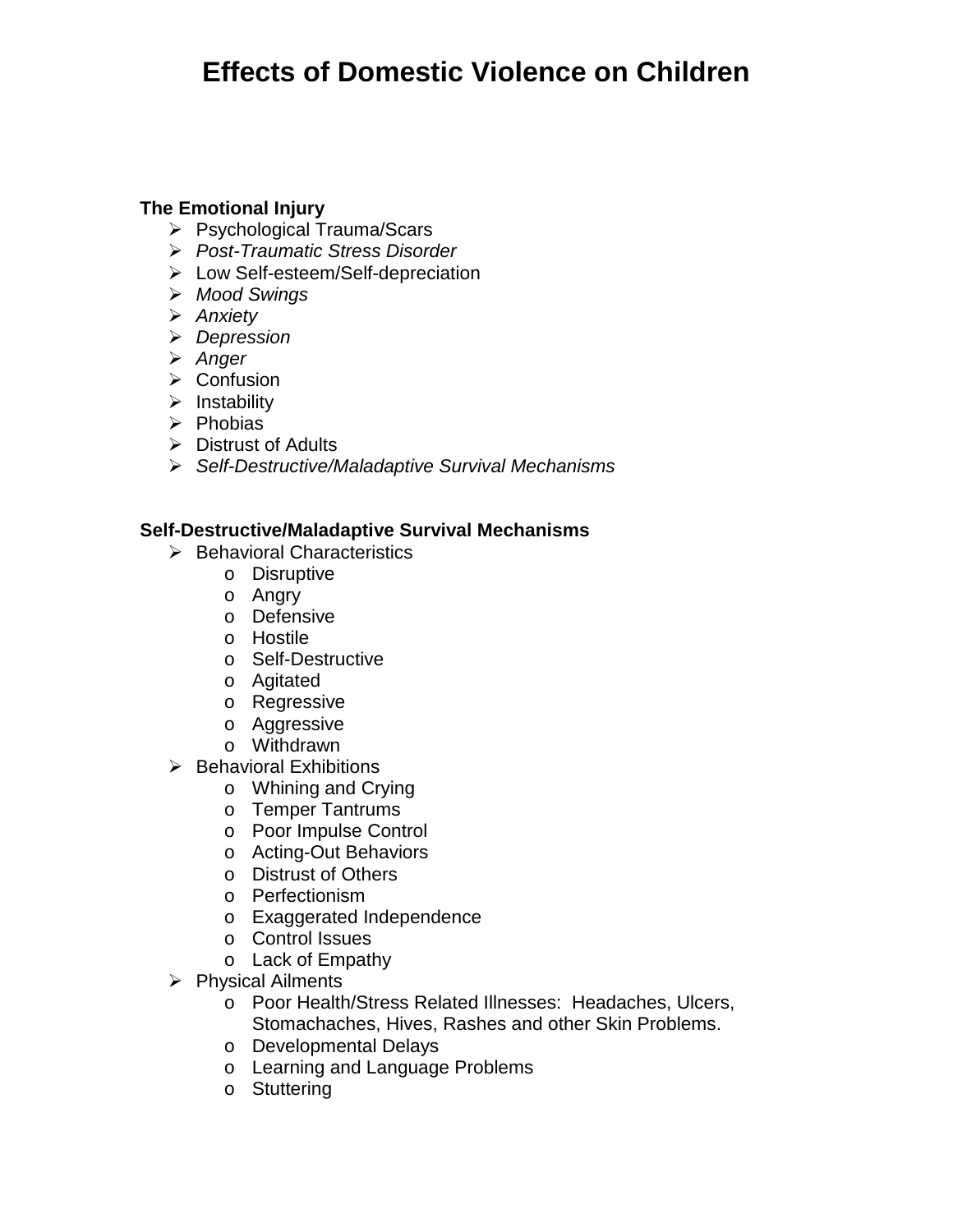# Effects of Domestic Violence on Children

**The Emotional Injury**

- Psychological Trauma/Scars
- *Post-Traumatic Stress Disorder*
- Low Self-esteem/Self-depreciation
- *Mood Swings*
- *Anxiety*
- *Depression*
- *Anger*
- Confusion
- Instability
- Phobias
- Distrust of Adults
- *Self-Destructive/Maladaptive Survival Mechanisms*

**Self-Destructive/Maladaptive Survival Mechanisms**

- Behavioral Characteristics
  - Disruptive
  - Angry
  - Defensive
  - Hostile
  - Self-Destructive
  - Agitated
  - Regressive
  - Aggressive
  - Withdrawn
- Behavioral Exhibitions
  - Whining and Crying
  - Temper Tantrums
  - Poor Impulse Control
  - Acting-Out Behaviors
  - Distrust of Others
  - Perfectionism
  - Exaggerated Independence
  - Control Issues
  - Lack of Empathy
- Physical Ailments
  - Poor Health/Stress Related Illnesses: Headaches, Ulcers, Stomachaches, Hives, Rashes and other Skin Problems.
  - Developmental Delays
  - Learning and Language Problems
  - Stuttering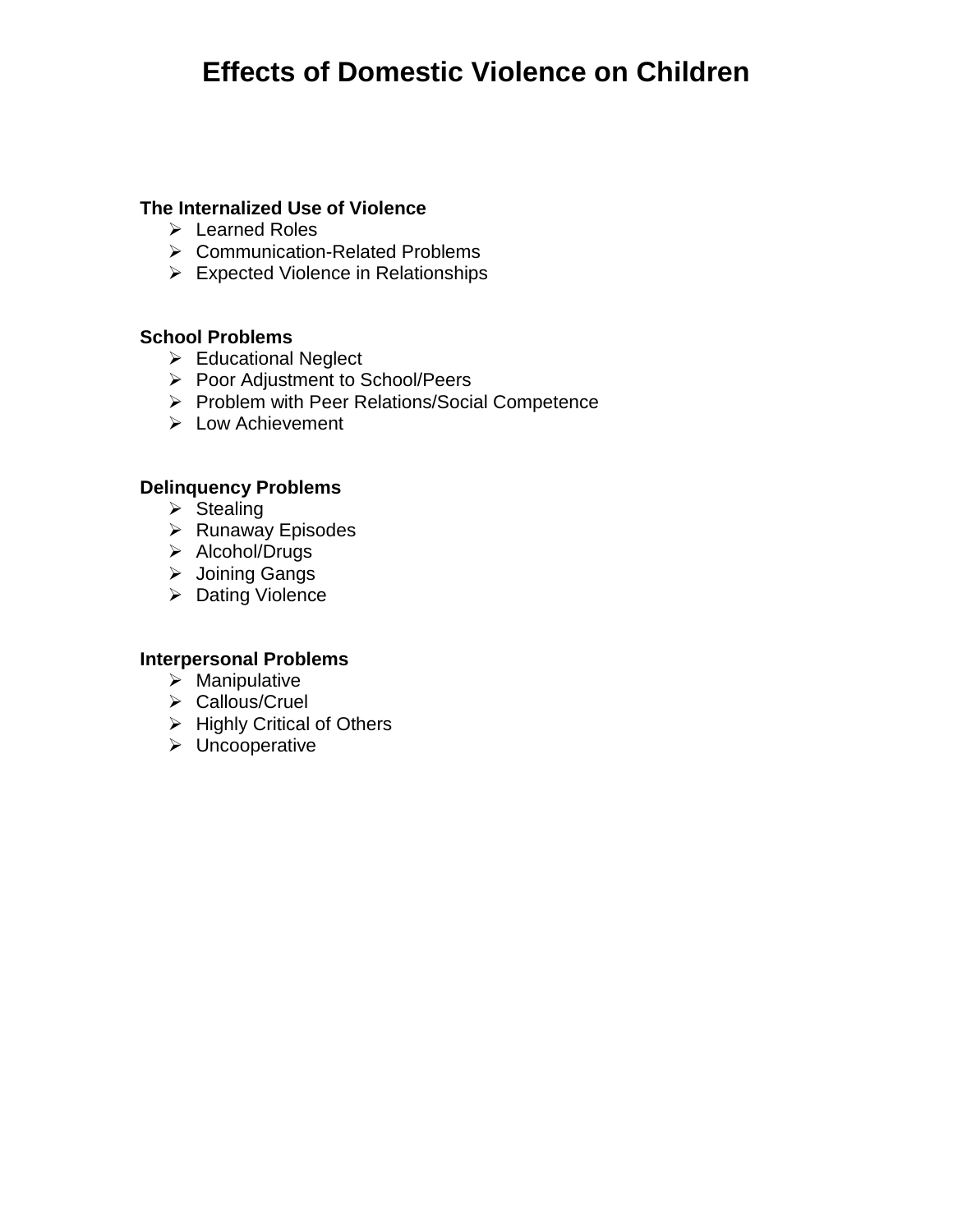# Effects of Domestic Violence on Children

**The Internalized Use of Violence**

- Learned Roles
- Communication-Related Problems
- Expected Violence in Relationships

**School Problems**

- Educational Neglect
- Poor Adjustment to School/Peers
- Problem with Peer Relations/Social Competence
- Low Achievement

**Delinquency Problems**

- Stealing
- Runaway Episodes
- Alcohol/Drugs
- Joining Gangs
- Dating Violence

**Interpersonal Problems**

- Manipulative
- Callous/Cruel
- Highly Critical of Others
- Uncooperative